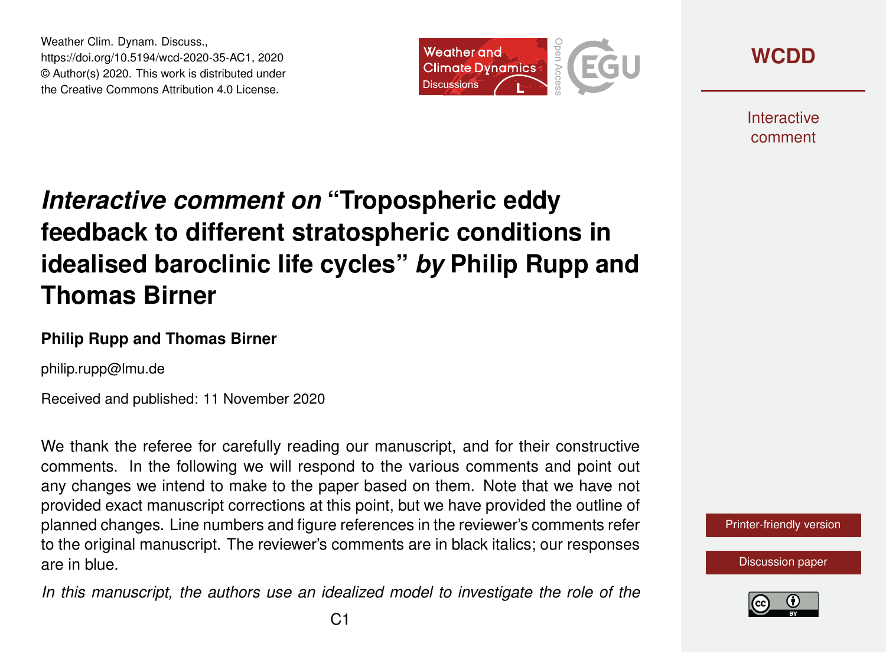*Interactive comment on* **"Tropospheric eddy feedback to different stratospheric conditions in idealised baroclinic life cycles"** ***by*** **Philip Rupp and Thomas Birner**

**Philip Rupp and Thomas Birner**

philip.rupp@lmu.de

Received and published: 11 November 2020

We thank the referee for carefully reading our manuscript, and for their constructive comments. In the following we will respond to the various comments and point out any changes we intend to make to the paper based on them. Note that we have not provided exact manuscript corrections at this point, but we have provided the outline of planned changes. Line numbers and figure references in the reviewer's comments refer to the original manuscript. The reviewer's comments are in black italics; our responses are in blue.

*In this manuscript, the authors use an idealized model to investigate the role of the*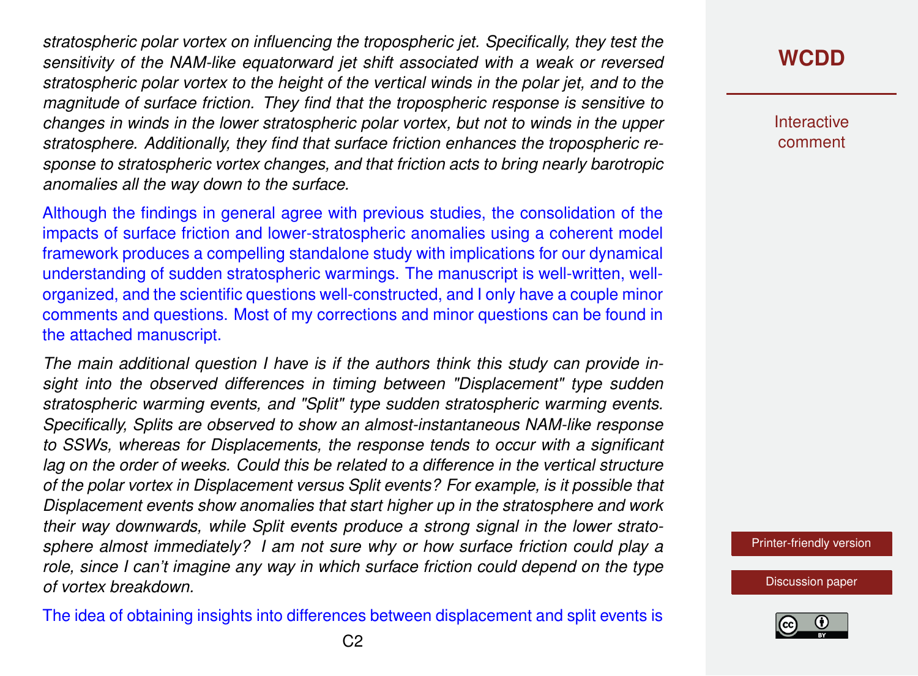*stratospheric polar vortex on influencing the tropospheric jet. Specifically, they test the sensitivity of the NAM-like equatorward jet shift associated with a weak or reversed stratospheric polar vortex to the height of the vertical winds in the polar jet, and to the magnitude of surface friction. They find that the tropospheric response is sensitive to changes in winds in the lower stratospheric polar vortex, but not to winds in the upper stratosphere. Additionally, they find that surface friction enhances the tropospheric response to stratospheric vortex changes, and that friction acts to bring nearly barotropic anomalies all the way down to the surface.*

Although the findings in general agree with previous studies, the consolidation of the impacts of surface friction and lower-stratospheric anomalies using a coherent model framework produces a compelling standalone study with implications for our dynamical understanding of sudden stratospheric warmings. The manuscript is well-written, well-organized, and the scientific questions well-constructed, and I only have a couple minor comments and questions. Most of my corrections and minor questions can be found in the attached manuscript.

*The main additional question I have is if the authors think this study can provide insight into the observed differences in timing between "Displacement" type sudden stratospheric warming events, and "Split" type sudden stratospheric warming events. Specifically, Splits are observed to show an almost-instantaneous NAM-like response to SSWs, whereas for Displacements, the response tends to occur with a significant lag on the order of weeks. Could this be related to a difference in the vertical structure of the polar vortex in Displacement versus Split events? For example, is it possible that Displacement events show anomalies that start higher up in the stratosphere and work their way downwards, while Split events produce a strong signal in the lower stratosphere almost immediately? I am not sure why or how surface friction could play a role, since I can't imagine any way in which surface friction could depend on the type of vortex breakdown.*

The idea of obtaining insights into differences between displacement and split events is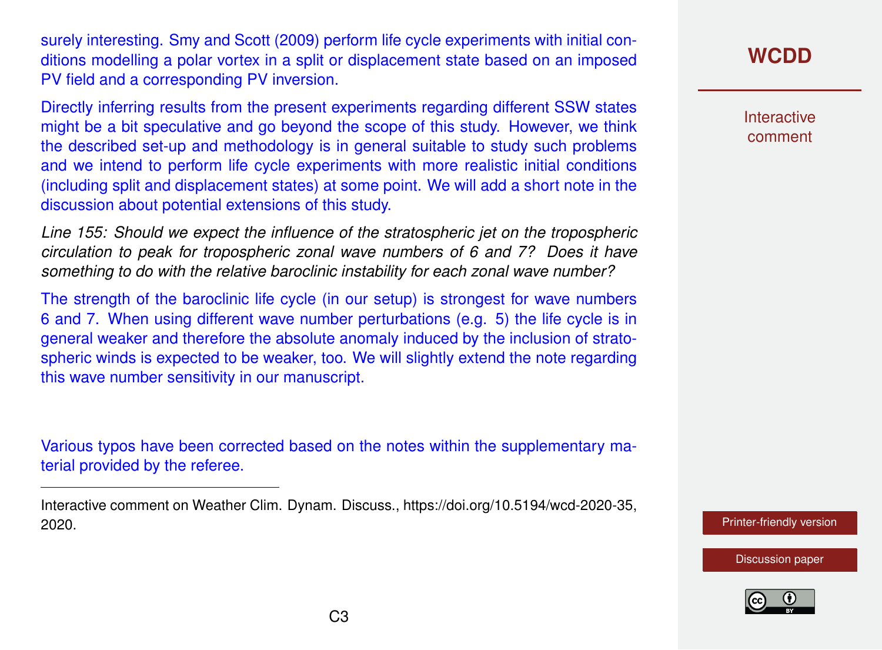surely interesting. Smy and Scott (2009) perform life cycle experiments with initial conditions modelling a polar vortex in a split or displacement state based on an imposed PV field and a corresponding PV inversion.

Directly inferring results from the present experiments regarding different SSW states might be a bit speculative and go beyond the scope of this study. However, we think the described set-up and methodology is in general suitable to study such problems and we intend to perform life cycle experiments with more realistic initial conditions (including split and displacement states) at some point. We will add a short note in the discussion about potential extensions of this study.

*Line 155: Should we expect the influence of the stratospheric jet on the tropospheric circulation to peak for tropospheric zonal wave numbers of 6 and 7? Does it have something to do with the relative baroclinic instability for each zonal wave number?*

The strength of the baroclinic life cycle (in our setup) is strongest for wave numbers 6 and 7. When using different wave number perturbations (e.g. 5) the life cycle is in general weaker and therefore the absolute anomaly induced by the inclusion of stratospheric winds is expected to be weaker, too. We will slightly extend the note regarding this wave number sensitivity in our manuscript.

Various typos have been corrected based on the notes within the supplementary material provided by the referee.

---

Interactive comment on Weather Clim. Dynam. Discuss., https://doi.org/10.5194/wcd-2020-35, 2020.